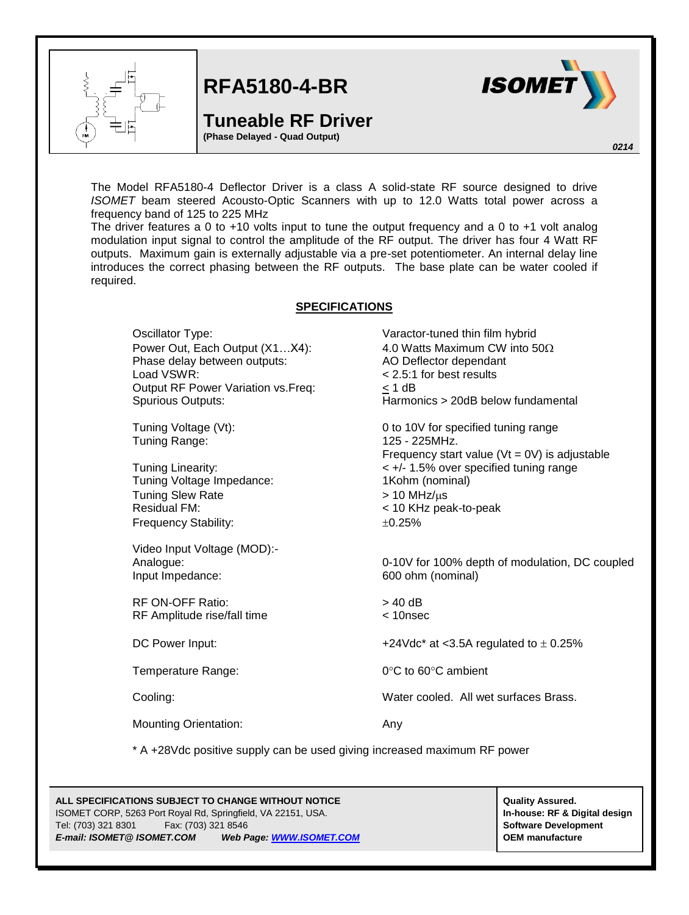# RFA5180-4-BR

## Tuneable RF Driver

**(Phase Delayed - Quad Output)**

*0214*

The Model RFA5180-4 Deflector Driver is a class A solid-state RF source designed to drive *ISOMET* beam steered Acousto-Optic Scanners with up to 12.0 Watts total power across a frequency band of 125 to 225 MHz

The driver features a 0 to +10 volts input to tune the output frequency and a 0 to +1 volt analog modulation input signal to control the amplitude of the RF output. The driver has four 4 Watt RF outputs. Maximum gain is externally adjustable via a pre-set potentiometer. An internal delay line introduces the correct phasing between the RF outputs. The base plate can be water cooled if required.

### SPECIFICATIONS

| | |
|---|---|
| Oscillator Type: | Varactor-tuned thin film hybrid |
| Power Out, Each Output (X1…X4): | 4.0 Watts Maximum CW into 50Ω |
| Phase delay between outputs: | AO Deflector dependant |
| Load VSWR: | < 2.5:1 for best results |
| Output RF Power Variation vs.Freq: | ≤ 1 dB |
| Spurious Outputs: | Harmonics > 20dB below fundamental |
| Tuning Voltage (Vt): | 0 to 10V for specified tuning range |
| Tuning Range: | 125 - 225MHz.<br>Frequency start value (Vt = 0V) is adjustable |
| Tuning Linearity: | < +/- 1.5% over specified tuning range |
| Tuning Voltage Impedance: | 1Kohm (nominal) |
| Tuning Slew Rate | > 10 MHz/μs |
| Residual FM: | < 10 KHz peak-to-peak |
| Frequency Stability: | ±0.25% |
| Video Input Voltage (MOD):- | |
| Analogue: | 0-10V for 100% depth of modulation, DC coupled |
| Input Impedance: | 600 ohm (nominal) |
| RF ON-OFF Ratio: | > 40 dB |
| RF Amplitude rise/fall time | < 10nsec |
| DC Power Input: | +24Vdc* at <3.5A regulated to ± 0.25% |
| Temperature Range: | 0°C to 60°C ambient |
| Cooling: | Water cooled. All wet surfaces Brass. |
| Mounting Orientation: | Any |

* A +28Vdc positive supply can be used giving increased maximum RF power

**ALL SPECIFICATIONS SUBJECT TO CHANGE WITHOUT NOTICE**
ISOMET CORP, 5263 Port Royal Rd, Springfield, VA 22151, USA.
Tel: (703) 321 8301 Fax: (703) 321 8546
***E-mail: ISOMET@ ISOMET.COM*** ***Web Page: WWW.ISOMET.COM***

**Quality Assured.**
**In-house: RF & Digital design**
**Software Development**
**OEM manufacture**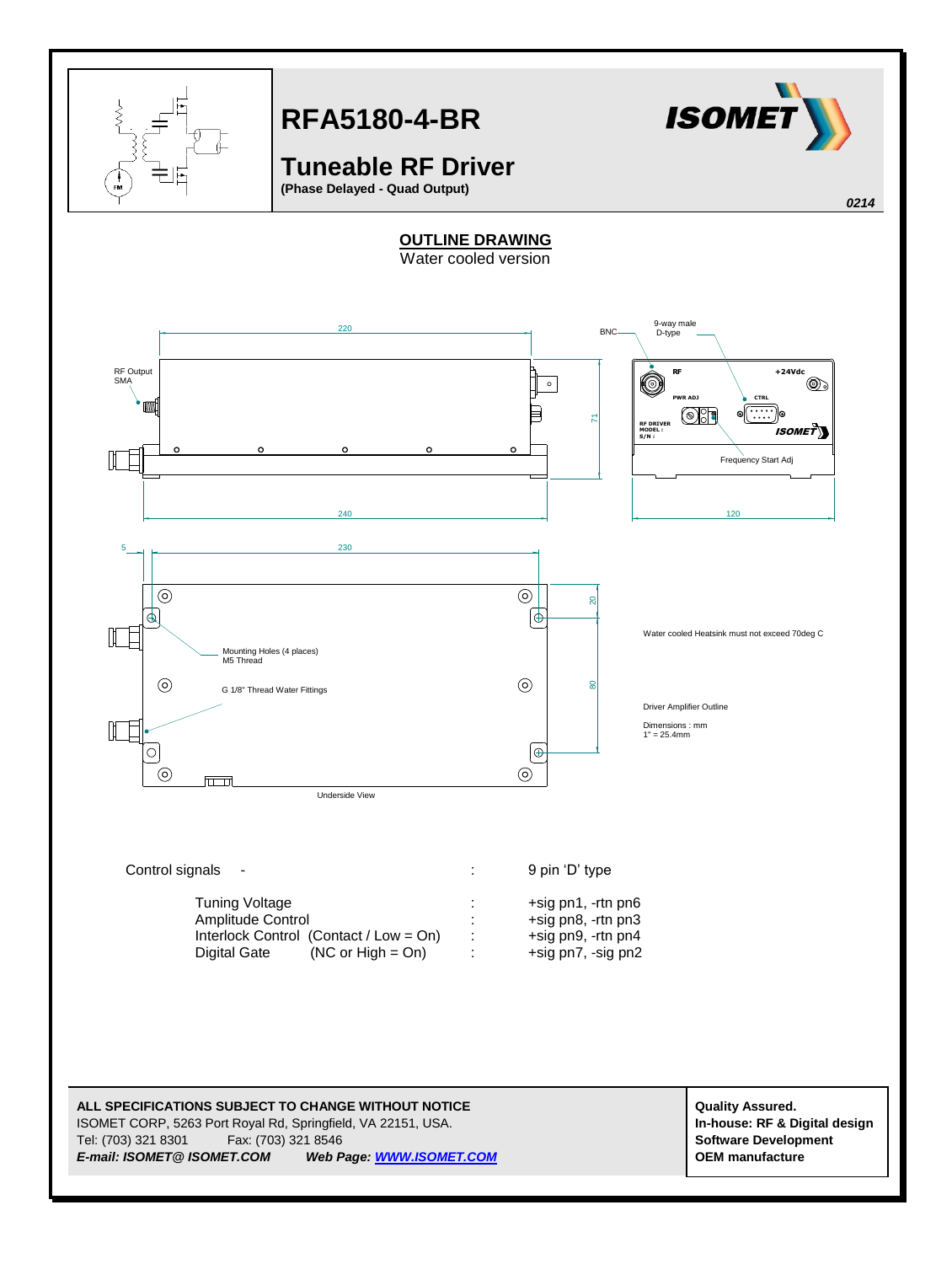# RFA5180-4-BR

## Tuneable RF Driver

**(Phase Delayed - Quad Output)**

*0214*

**OUTLINE DRAWING**

Water cooled version

220

BNC

9-way male D-type

RF Output SMA

71

RF

+24Vdc

PWR ADJ

CTRL

RF DRIVER MODEL : S/N :

ISOMET

Frequency Start Adj

240

120

5

230

20

80

Mounting Holes (4 places) M5 Thread

G 1/8" Thread Water Fittings

Underside View

Water cooled Heatsink must not exceed 70deg C

Driver Amplifier Outline

Dimensions : mm
1" = 25.4mm

| | | |
|---|---|---|
| Control signals - | : | 9 pin 'D' type |
| Tuning Voltage | : | +sig pn1, -rtn pn6 |
| Amplitude Control | : | +sig pn8, -rtn pn3 |
| Interlock Control (Contact / Low = On) | : | +sig pn9, -rtn pn4 |
| Digital Gate (NC or High = On) | : | +sig pn7, -sig pn2 |

**ALL SPECIFICATIONS SUBJECT TO CHANGE WITHOUT NOTICE**
ISOMET CORP, 5263 Port Royal Rd, Springfield, VA 22151, USA.
Tel: (703) 321 8301 Fax: (703) 321 8546
***E-mail: ISOMET@ ISOMET.COM Web Page: WWW.ISOMET.COM***

**Quality Assured.**
**In-house: RF & Digital design**
**Software Development**
**OEM manufacture**